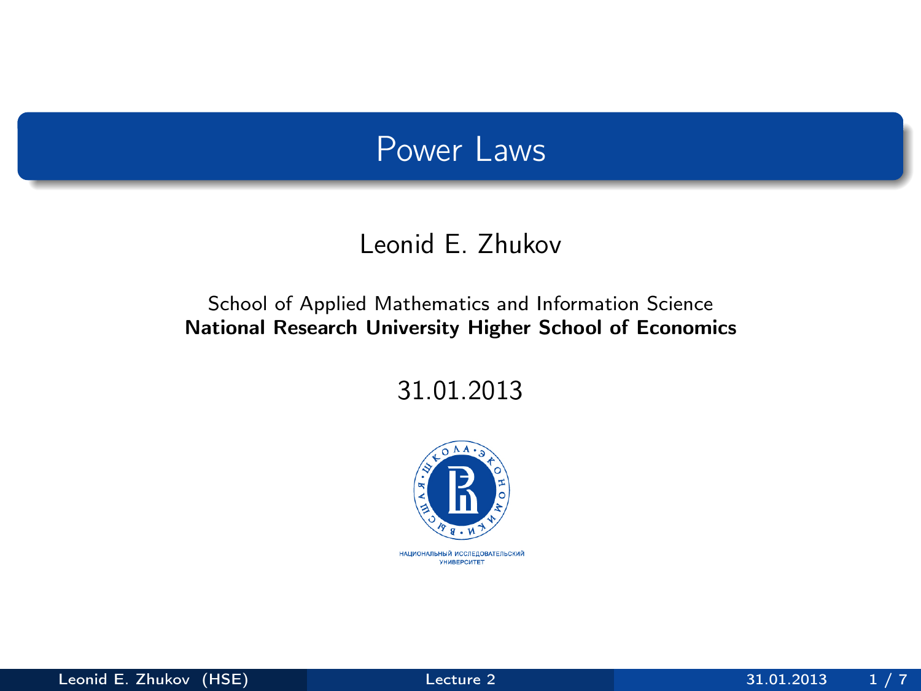# Power Laws

Leonid E. Zhukov

School of Applied Mathematics and Information Science
**National Research University Higher School of Economics**

31.01.2013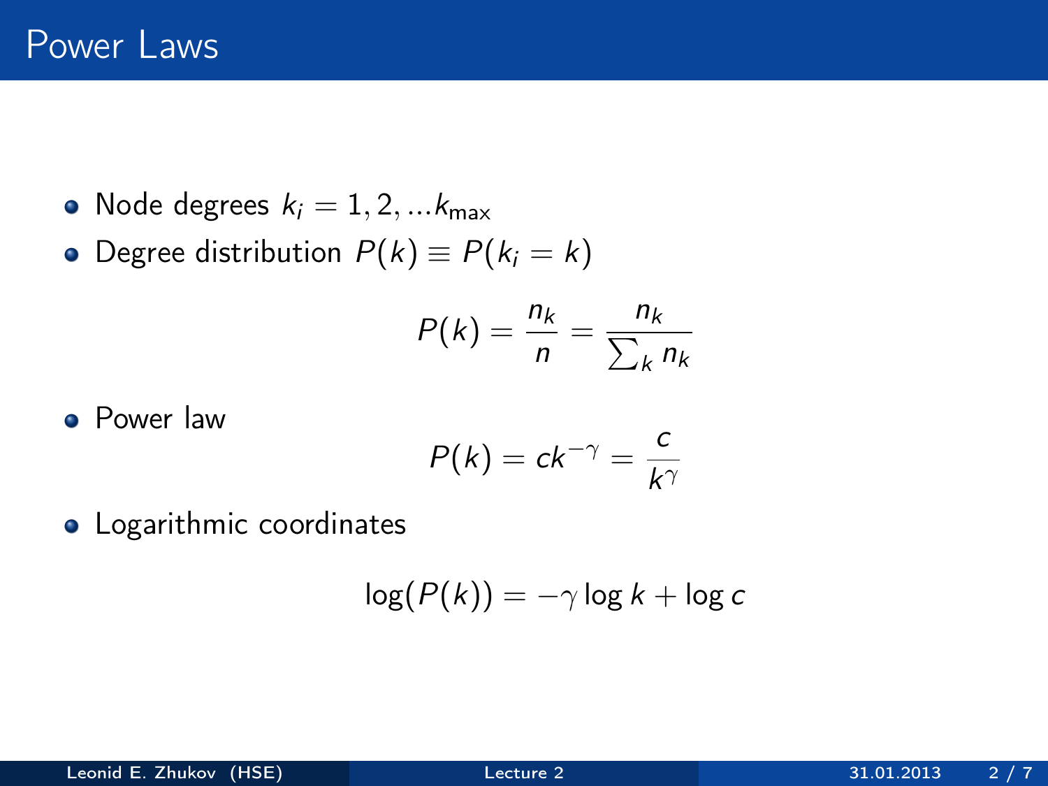# Power Laws

- Node degrees $k_i = 1, 2, ...k_{\max}$
- Degree distribution $P(k) \equiv P(k_i = k)$

$$P(k) = \frac{n_k}{n} = \frac{n_k}{\sum_k n_k}$$

- Power law

$$P(k) = ck^{-\gamma} = \frac{c}{k^{\gamma}}$$

- Logarithmic coordinates

$$\log(P(k)) = -\gamma \log k + \log c$$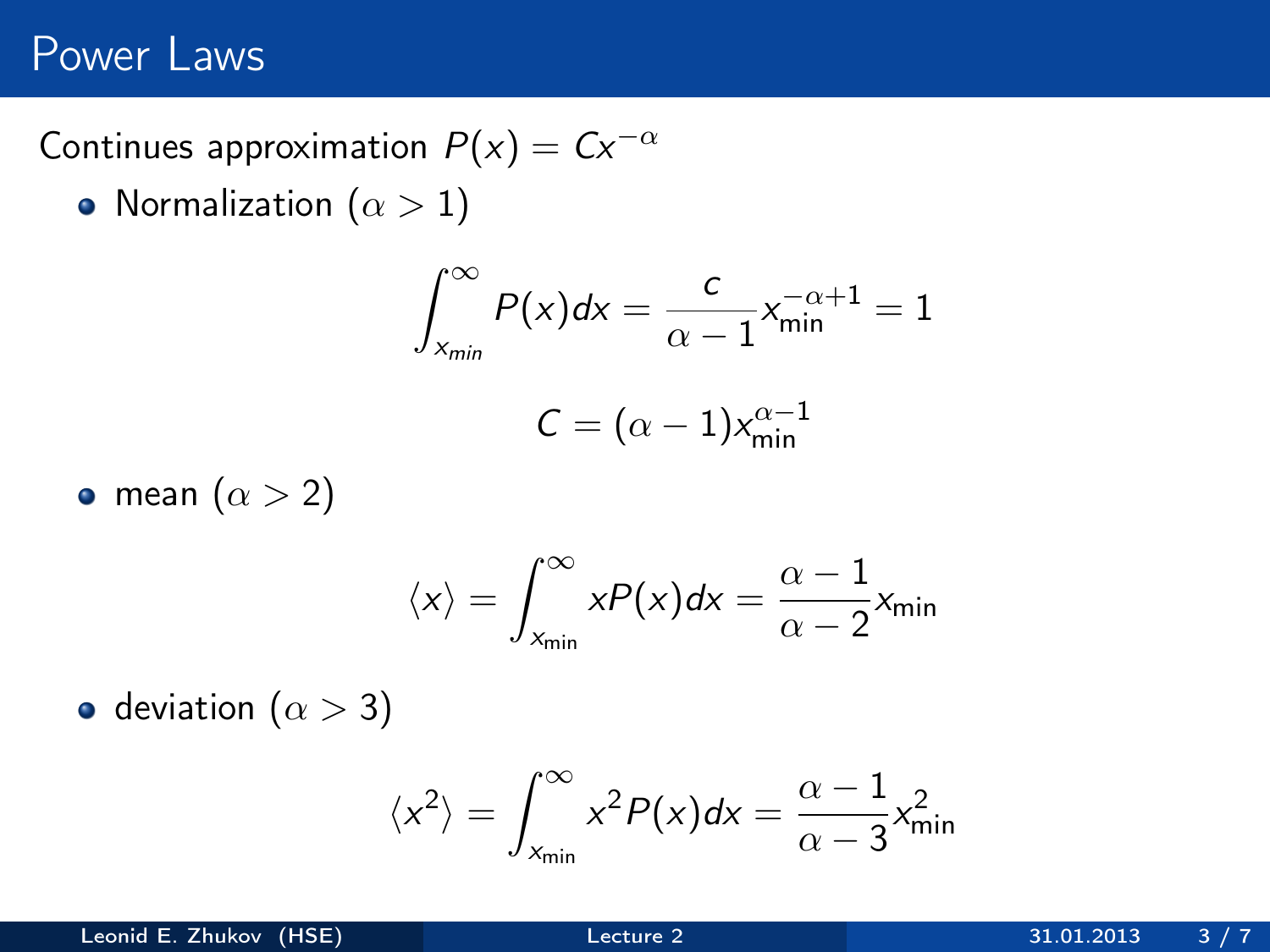# Power Laws

Continues approximation $P(x) = Cx^{-\alpha}$

- Normalization ($\alpha > 1$)

$$\int_{x_{min}}^{\infty} P(x)dx = \frac{c}{\alpha - 1} x_{\min}^{-\alpha+1} = 1$$

$$C = (\alpha - 1)x_{\min}^{\alpha-1}$$

- mean ($\alpha > 2$)

$$\langle x \rangle = \int_{x_{\min}}^{\infty} xP(x)dx = \frac{\alpha - 1}{\alpha - 2} x_{\min}$$

- deviation ($\alpha > 3$)

$$\langle x^2 \rangle = \int_{x_{\min}}^{\infty} x^2 P(x)dx = \frac{\alpha - 1}{\alpha - 3} x_{\min}^2$$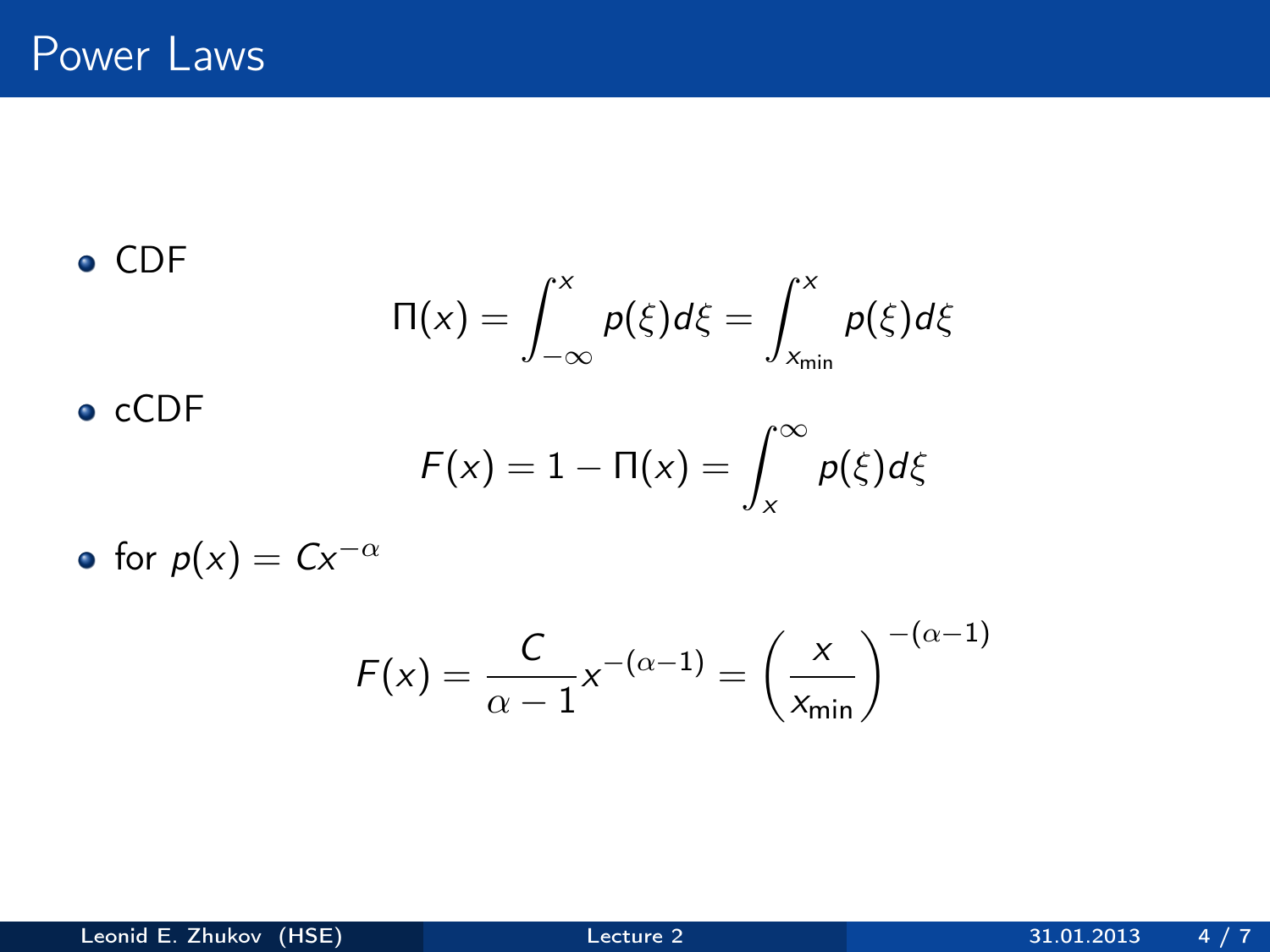# Power Laws

- CDF

$$\Pi(x) = \int_{-\infty}^{x} p(\xi) d\xi = \int_{x_{\text{min}}}^{x} p(\xi) d\xi$$

- cCDF

$$F(x) = 1 - \Pi(x) = \int_{x}^{\infty} p(\xi) d\xi$$

- for $p(x) = Cx^{-\alpha}$

$$F(x) = \frac{C}{\alpha - 1} x^{-(\alpha - 1)} = \left( \frac{x}{x_{\text{min}}} \right)^{-(\alpha - 1)}$$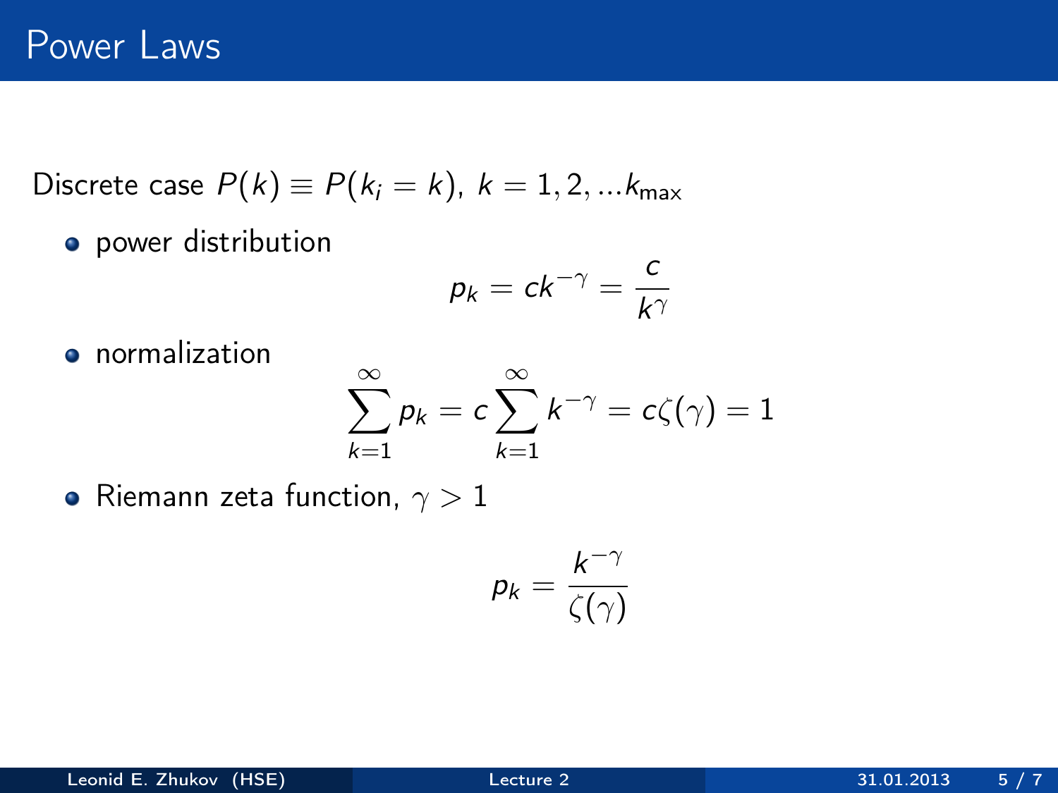# Power Laws

Discrete case $P(k) \equiv P(k_i = k)$, $k = 1, 2, ...k_{\max}$

- power distribution

$$p_k = ck^{-\gamma} = \frac{c}{k^{\gamma}}$$

- normalization

$$\sum_{k=1}^{\infty} p_k = c \sum_{k=1}^{\infty} k^{-\gamma} = c\zeta(\gamma) = 1$$

- Riemann zeta function, $\gamma > 1$

$$p_k = \frac{k^{-\gamma}}{\zeta(\gamma)}$$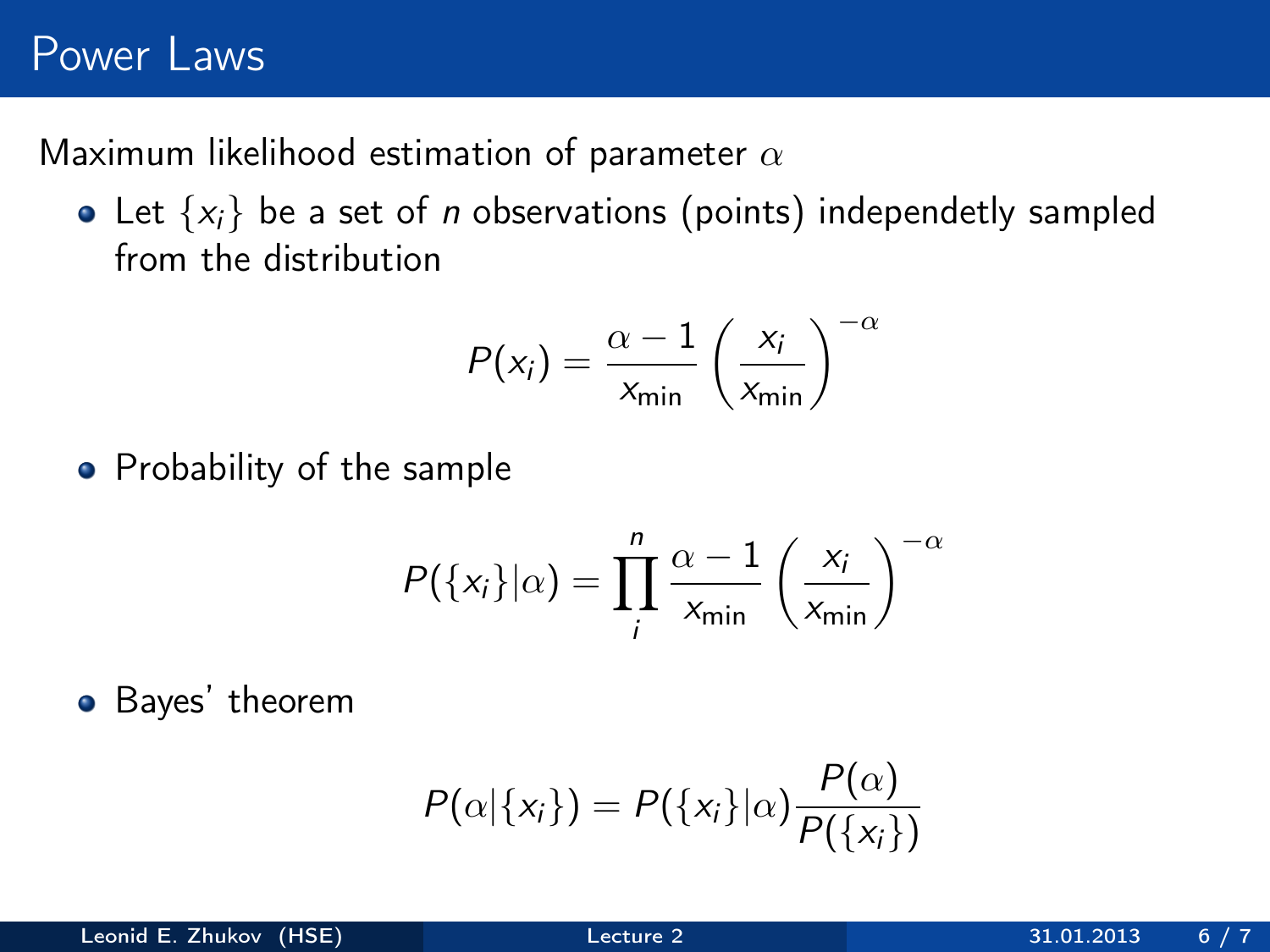# Power Laws

Maximum likelihood estimation of parameter $\alpha$

- Let $\{x_i\}$ be a set of $n$ observations (points) independetly sampled from the distribution

$$P(x_i) = \frac{\alpha - 1}{x_{\min}} \left( \frac{x_i}{x_{\min}} \right)^{-\alpha}$$

- Probability of the sample

$$P(\{x_i\}|\alpha) = \prod_i^n \frac{\alpha - 1}{x_{\min}} \left( \frac{x_i}{x_{\min}} \right)^{-\alpha}$$

- Bayes' theorem

$$P(\alpha|\{x_i\}) = P(\{x_i\}|\alpha) \frac{P(\alpha)}{P(\{x_i\})}$$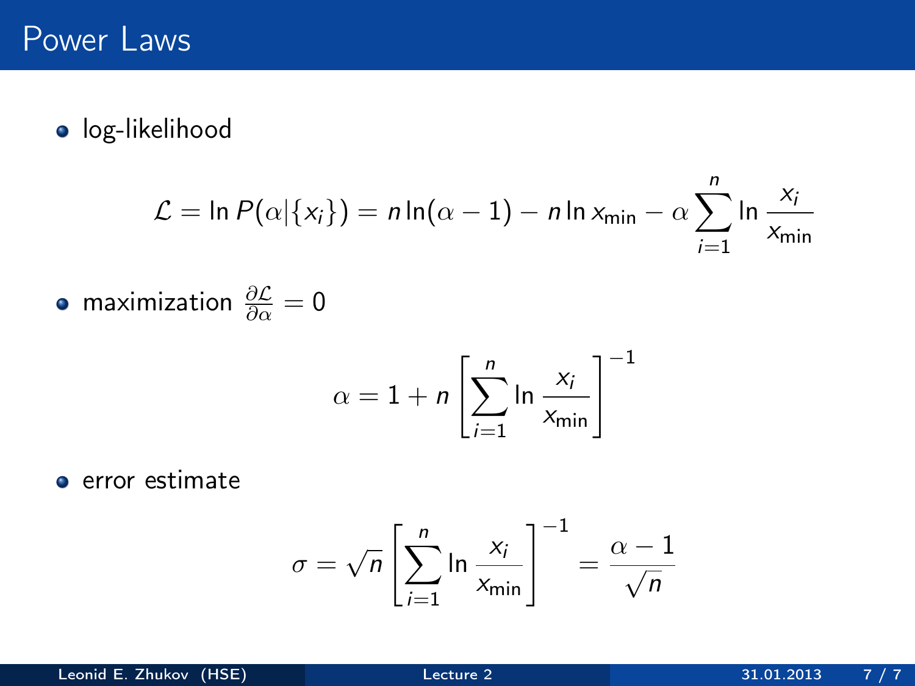# Power Laws

- log-likelihood

$$\mathcal{L} = \ln P(\alpha|\{x_i\}) = n \ln(\alpha - 1) - n \ln x_{\min} - \alpha \sum_{i=1}^{n} \ln \frac{x_i}{x_{\min}}$$

- maximization $\frac{\partial \mathcal{L}}{\partial \alpha} = 0$

$$\alpha = 1 + n \left[ \sum_{i=1}^{n} \ln \frac{x_i}{x_{\min}} \right]^{-1}$$

- error estimate

$$\sigma = \sqrt{n} \left[ \sum_{i=1}^{n} \ln \frac{x_i}{x_{\min}} \right]^{-1} = \frac{\alpha - 1}{\sqrt{n}}$$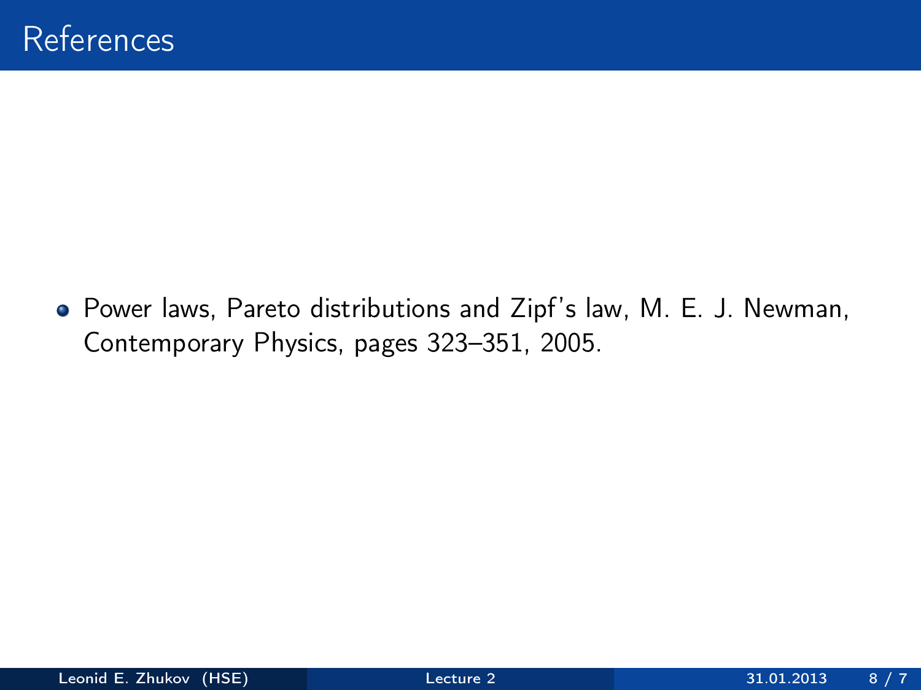# References

- Power laws, Pareto distributions and Zipf's law, M. E. J. Newman, Contemporary Physics, pages 323–351, 2005.